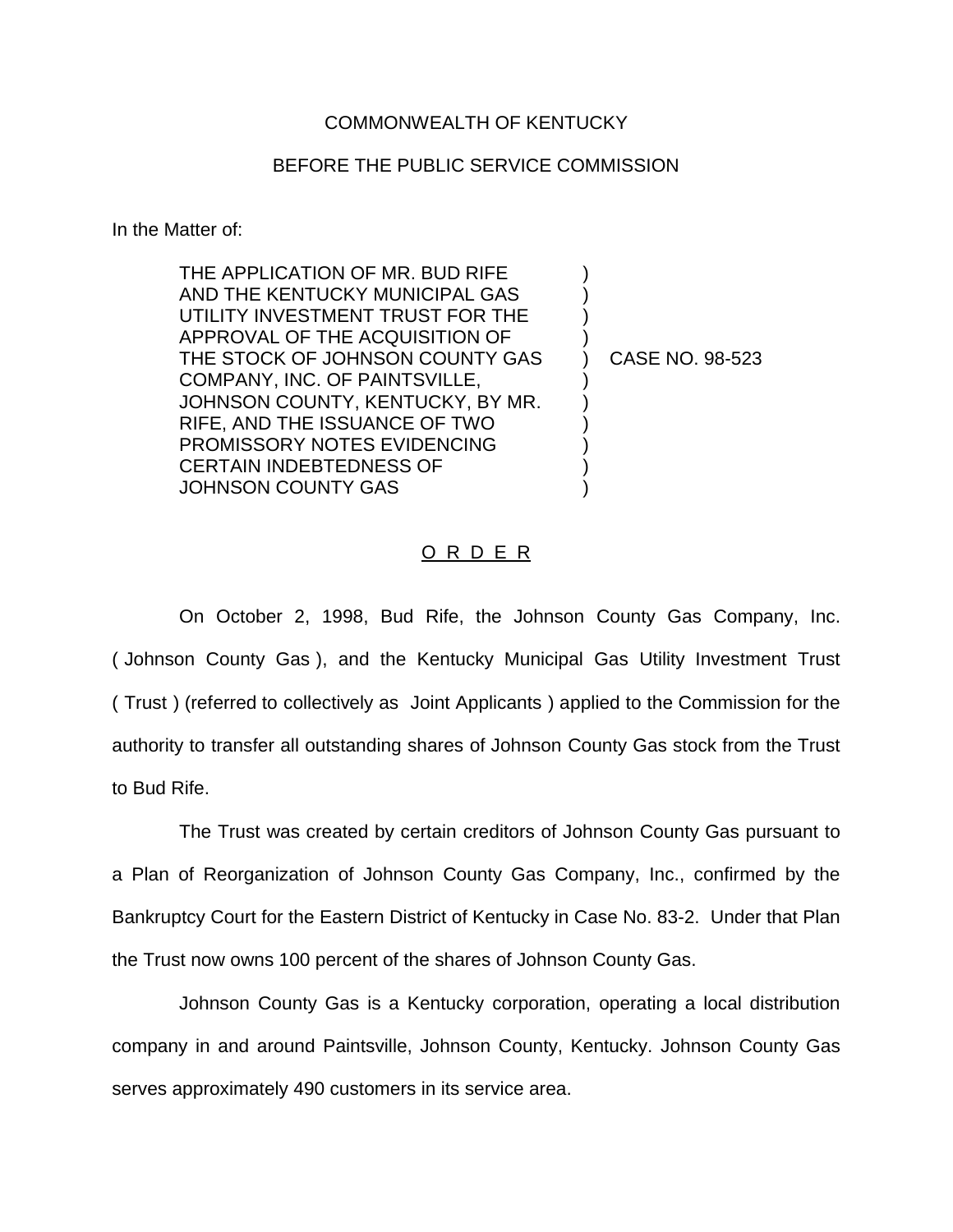COMMONWEALTH OF KENTUCKY

BEFORE THE PUBLIC SERVICE COMMISSION

In the Matter of:

| | | |
|---|---|---|
| THE APPLICATION OF MR. BUD RIFE AND THE KENTUCKY MUNICIPAL GAS UTILITY INVESTMENT TRUST FOR THE APPROVAL OF THE ACQUISITION OF THE STOCK OF JOHNSON COUNTY GAS COMPANY, INC. OF PAINTSVILLE, JOHNSON COUNTY, KENTUCKY, BY MR. RIFE, AND THE ISSUANCE OF TWO PROMISSORY NOTES EVIDENCING CERTAIN INDEBTEDNESS OF JOHNSON COUNTY GAS | ) | CASE NO. 98-523 |

O R D E R

On October 2, 1998, Bud Rife, the Johnson County Gas Company, Inc. ( Johnson County Gas ), and the Kentucky Municipal Gas Utility Investment Trust ( Trust ) (referred to collectively as Joint Applicants ) applied to the Commission for the authority to transfer all outstanding shares of Johnson County Gas stock from the Trust to Bud Rife.

The Trust was created by certain creditors of Johnson County Gas pursuant to a Plan of Reorganization of Johnson County Gas Company, Inc., confirmed by the Bankruptcy Court for the Eastern District of Kentucky in Case No. 83-2. Under that Plan the Trust now owns 100 percent of the shares of Johnson County Gas.

Johnson County Gas is a Kentucky corporation, operating a local distribution company in and around Paintsville, Johnson County, Kentucky. Johnson County Gas serves approximately 490 customers in its service area.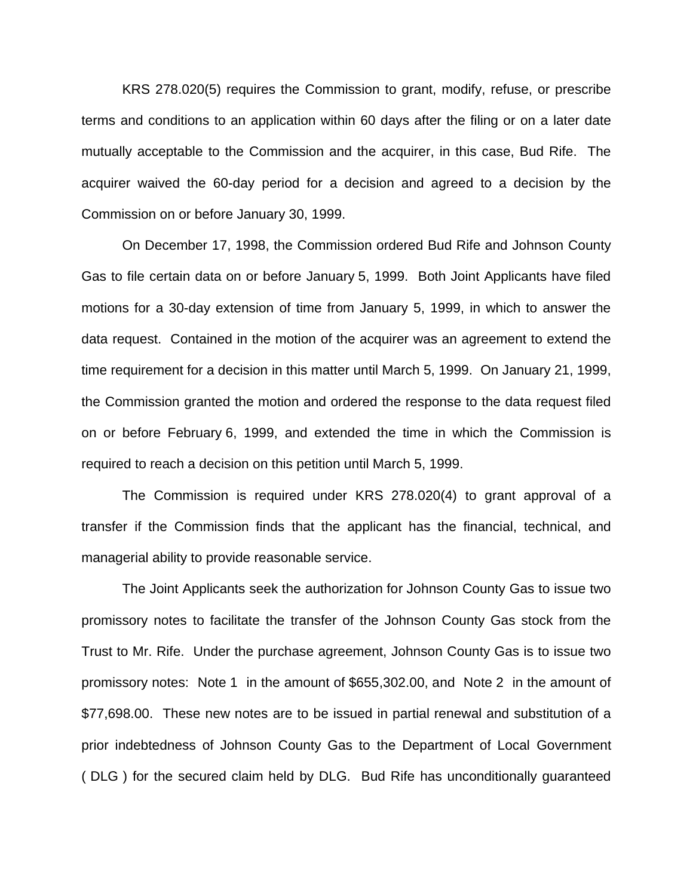KRS 278.020(5) requires the Commission to grant, modify, refuse, or prescribe terms and conditions to an application within 60 days after the filing or on a later date mutually acceptable to the Commission and the acquirer, in this case, Bud Rife. The acquirer waived the 60-day period for a decision and agreed to a decision by the Commission on or before January 30, 1999.

On December 17, 1998, the Commission ordered Bud Rife and Johnson County Gas to file certain data on or before January 5, 1999. Both Joint Applicants have filed motions for a 30-day extension of time from January 5, 1999, in which to answer the data request. Contained in the motion of the acquirer was an agreement to extend the time requirement for a decision in this matter until March 5, 1999. On January 21, 1999, the Commission granted the motion and ordered the response to the data request filed on or before February 6, 1999, and extended the time in which the Commission is required to reach a decision on this petition until March 5, 1999.

The Commission is required under KRS 278.020(4) to grant approval of a transfer if the Commission finds that the applicant has the financial, technical, and managerial ability to provide reasonable service.

The Joint Applicants seek the authorization for Johnson County Gas to issue two promissory notes to facilitate the transfer of the Johnson County Gas stock from the Trust to Mr. Rife. Under the purchase agreement, Johnson County Gas is to issue two promissory notes: Note 1 in the amount of $655,302.00, and Note 2 in the amount of $77,698.00. These new notes are to be issued in partial renewal and substitution of a prior indebtedness of Johnson County Gas to the Department of Local Government ( DLG ) for the secured claim held by DLG. Bud Rife has unconditionally guaranteed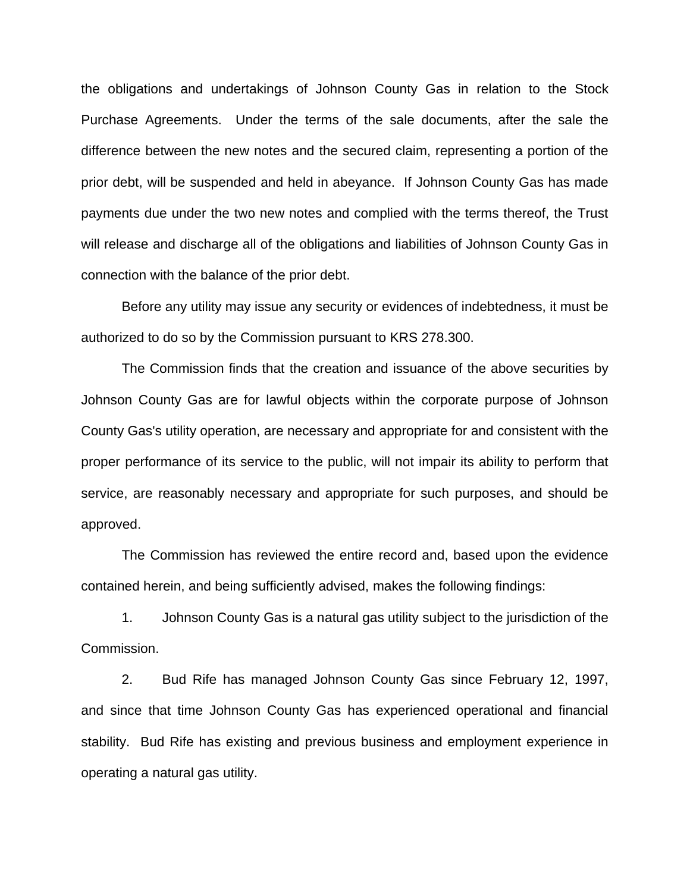the obligations and undertakings of Johnson County Gas in relation to the Stock Purchase Agreements. Under the terms of the sale documents, after the sale the difference between the new notes and the secured claim, representing a portion of the prior debt, will be suspended and held in abeyance. If Johnson County Gas has made payments due under the two new notes and complied with the terms thereof, the Trust will release and discharge all of the obligations and liabilities of Johnson County Gas in connection with the balance of the prior debt.

Before any utility may issue any security or evidences of indebtedness, it must be authorized to do so by the Commission pursuant to KRS 278.300.

The Commission finds that the creation and issuance of the above securities by Johnson County Gas are for lawful objects within the corporate purpose of Johnson County Gas's utility operation, are necessary and appropriate for and consistent with the proper performance of its service to the public, will not impair its ability to perform that service, are reasonably necessary and appropriate for such purposes, and should be approved.

The Commission has reviewed the entire record and, based upon the evidence contained herein, and being sufficiently advised, makes the following findings:

1. Johnson County Gas is a natural gas utility subject to the jurisdiction of the Commission.

2. Bud Rife has managed Johnson County Gas since February 12, 1997, and since that time Johnson County Gas has experienced operational and financial stability. Bud Rife has existing and previous business and employment experience in operating a natural gas utility.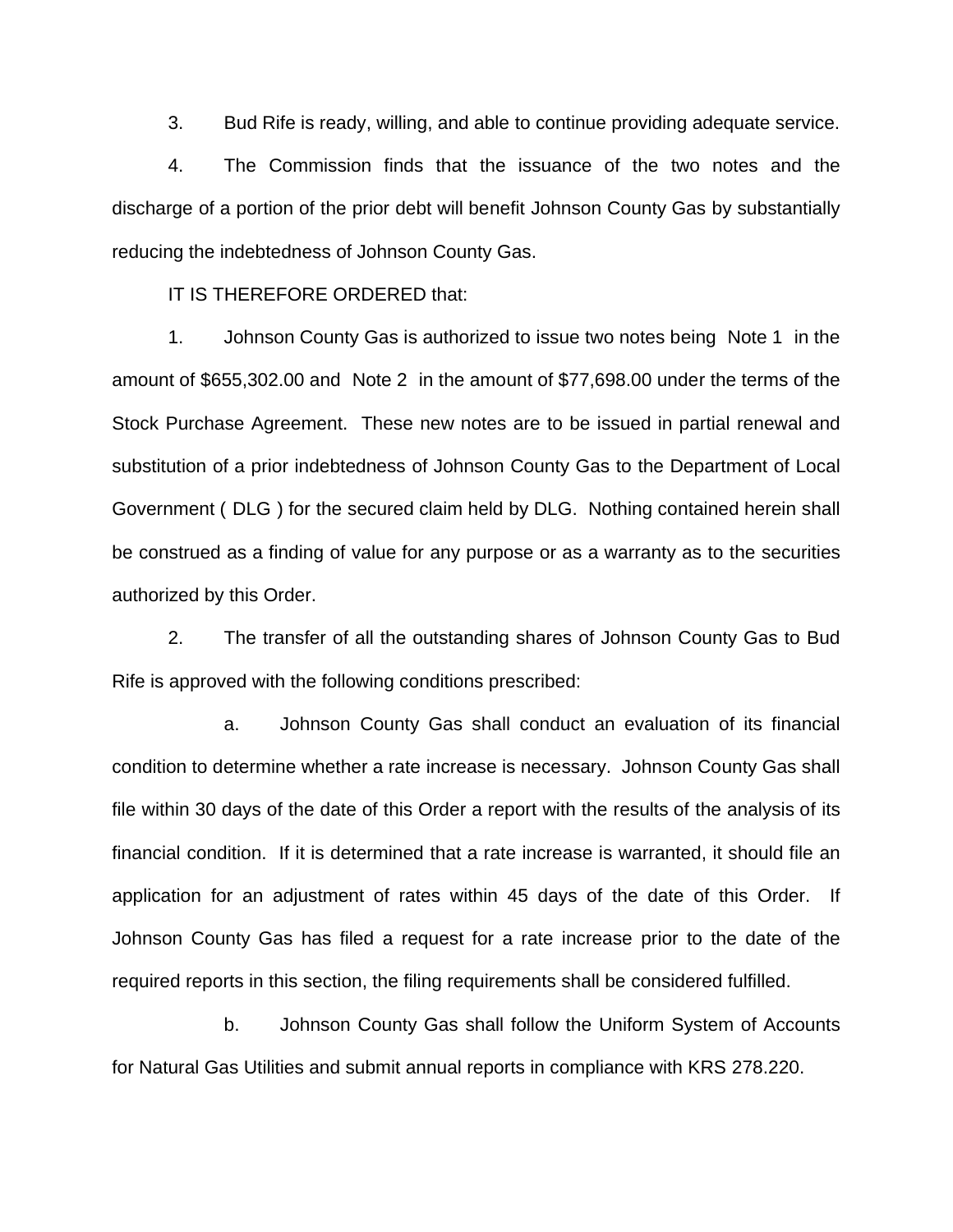3. Bud Rife is ready, willing, and able to continue providing adequate service.

4. The Commission finds that the issuance of the two notes and the discharge of a portion of the prior debt will benefit Johnson County Gas by substantially reducing the indebtedness of Johnson County Gas.

IT IS THEREFORE ORDERED that:

1. Johnson County Gas is authorized to issue two notes being Note 1 in the amount of $655,302.00 and Note 2 in the amount of $77,698.00 under the terms of the Stock Purchase Agreement. These new notes are to be issued in partial renewal and substitution of a prior indebtedness of Johnson County Gas to the Department of Local Government ( DLG ) for the secured claim held by DLG. Nothing contained herein shall be construed as a finding of value for any purpose or as a warranty as to the securities authorized by this Order.

2. The transfer of all the outstanding shares of Johnson County Gas to Bud Rife is approved with the following conditions prescribed:

a. Johnson County Gas shall conduct an evaluation of its financial condition to determine whether a rate increase is necessary. Johnson County Gas shall file within 30 days of the date of this Order a report with the results of the analysis of its financial condition. If it is determined that a rate increase is warranted, it should file an application for an adjustment of rates within 45 days of the date of this Order. If Johnson County Gas has filed a request for a rate increase prior to the date of the required reports in this section, the filing requirements shall be considered fulfilled.

b. Johnson County Gas shall follow the Uniform System of Accounts for Natural Gas Utilities and submit annual reports in compliance with KRS 278.220.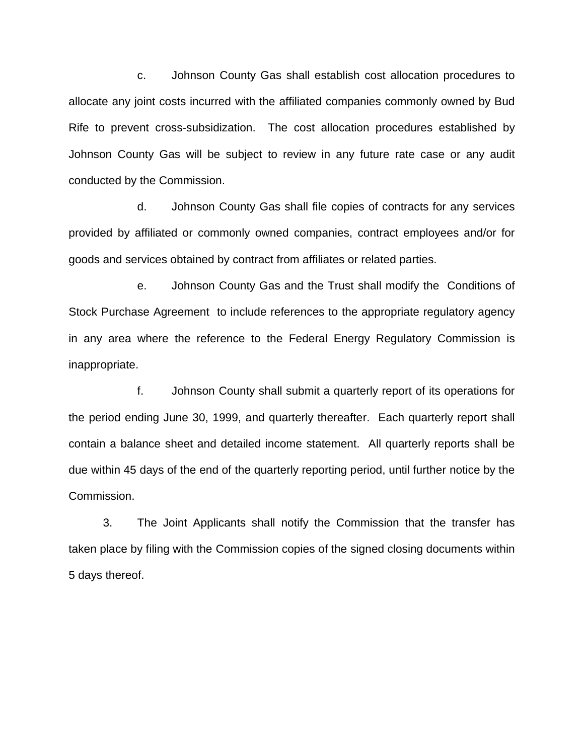c. Johnson County Gas shall establish cost allocation procedures to allocate any joint costs incurred with the affiliated companies commonly owned by Bud Rife to prevent cross-subsidization. The cost allocation procedures established by Johnson County Gas will be subject to review in any future rate case or any audit conducted by the Commission.

d. Johnson County Gas shall file copies of contracts for any services provided by affiliated or commonly owned companies, contract employees and/or for goods and services obtained by contract from affiliates or related parties.

e. Johnson County Gas and the Trust shall modify the Conditions of Stock Purchase Agreement to include references to the appropriate regulatory agency in any area where the reference to the Federal Energy Regulatory Commission is inappropriate.

f. Johnson County shall submit a quarterly report of its operations for the period ending June 30, 1999, and quarterly thereafter. Each quarterly report shall contain a balance sheet and detailed income statement. All quarterly reports shall be due within 45 days of the end of the quarterly reporting period, until further notice by the Commission.

3. The Joint Applicants shall notify the Commission that the transfer has taken place by filing with the Commission copies of the signed closing documents within 5 days thereof.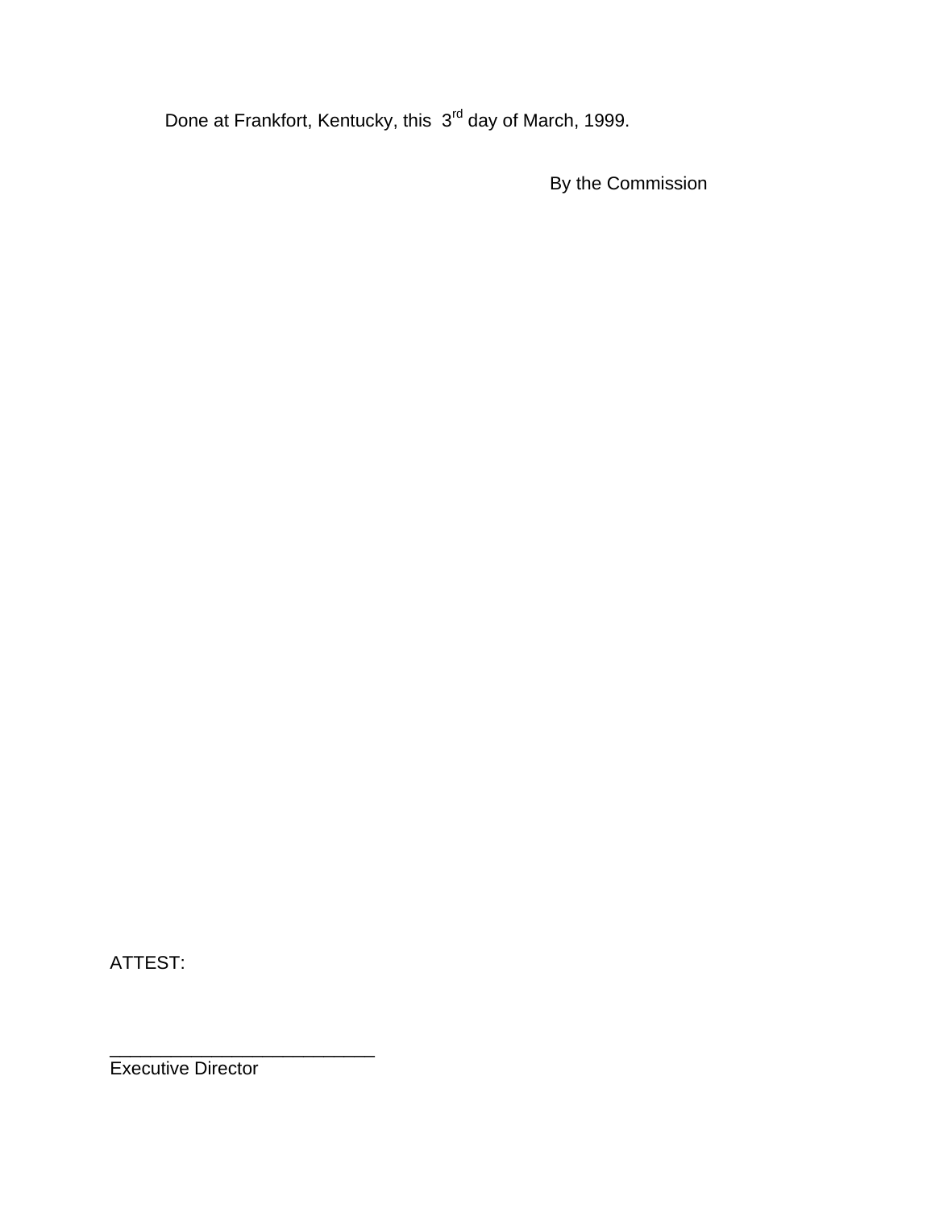Done at Frankfort, Kentucky, this 3rd day of March, 1999.

By the Commission

ATTEST:

___________________________

Executive Director